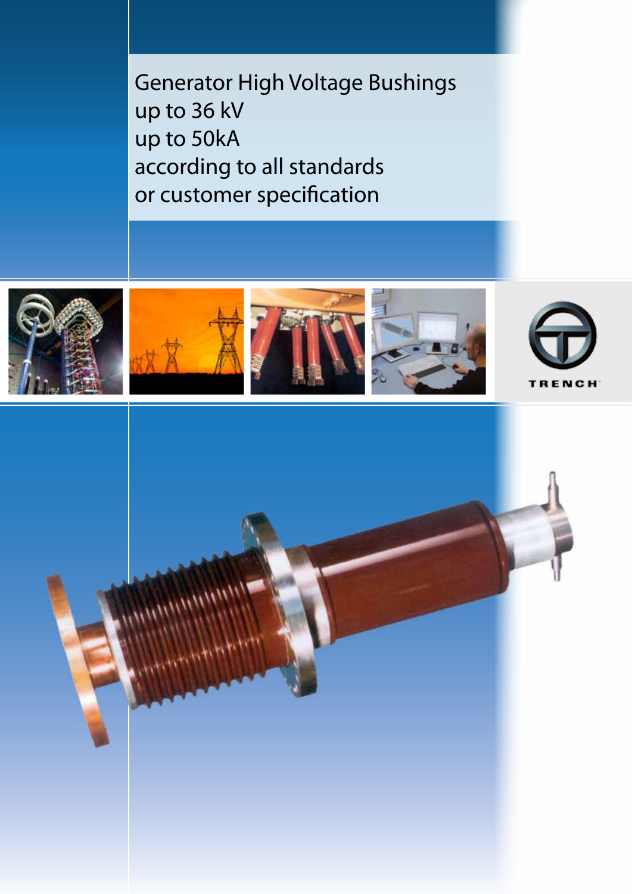# Generator High Voltage Bushings up to 36 kV up to 50kA according to all standards or customer specification

TRENCH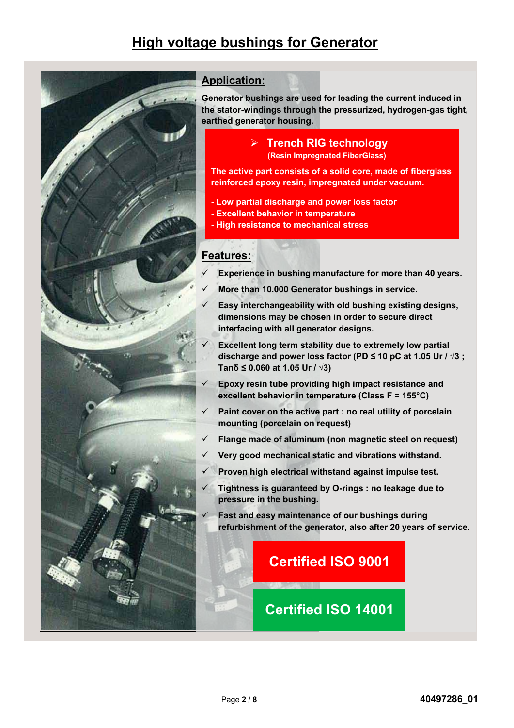# High voltage bushings for Generator

## Application:

**Generator bushings are used for leading the current induced in the stator-windings through the pressurized, hydrogen-gas tight, earthed generator housing.**

### ➢ Trench RIG technology

**(Resin Impregnated FiberGlass)**

**The active part consists of a solid core, made of fiberglass reinforced epoxy resin, impregnated under vacuum.**

**- Low partial discharge and power loss factor**
**- Excellent behavior in temperature**
**- High resistance to mechanical stress**

## Features:

- ✓ **Experience in bushing manufacture for more than 40 years.**
- ✓ **More than 10.000 Generator bushings in service.**
- ✓ **Easy interchangeability with old bushing existing designs, dimensions may be chosen in order to secure direct interfacing with all generator designs.**
- ✓ **Excellent long term stability due to extremely low partial discharge and power loss factor (PD ≤ 10 pC at 1.05 Ur / √3 ; Tanδ ≤ 0.060 at 1.05 Ur / √3)**
- ✓ **Epoxy resin tube providing high impact resistance and excellent behavior in temperature (Class F = 155°C)**
- ✓ **Paint cover on the active part : no real utility of porcelain mounting (porcelain on request)**
- ✓ **Flange made of aluminum (non magnetic steel on request)**
- ✓ **Very good mechanical static and vibrations withstand.**
- ✓ **Proven high electrical withstand against impulse test.**
- ✓ **Tightness is guaranteed by O-rings : no leakage due to pressure in the bushing.**
- ✓ **Fast and easy maintenance of our bushings during refurbishment of the generator, also after 20 years of service.**

**Certified ISO 9001**

**Certified ISO 14001**

**40497286_01**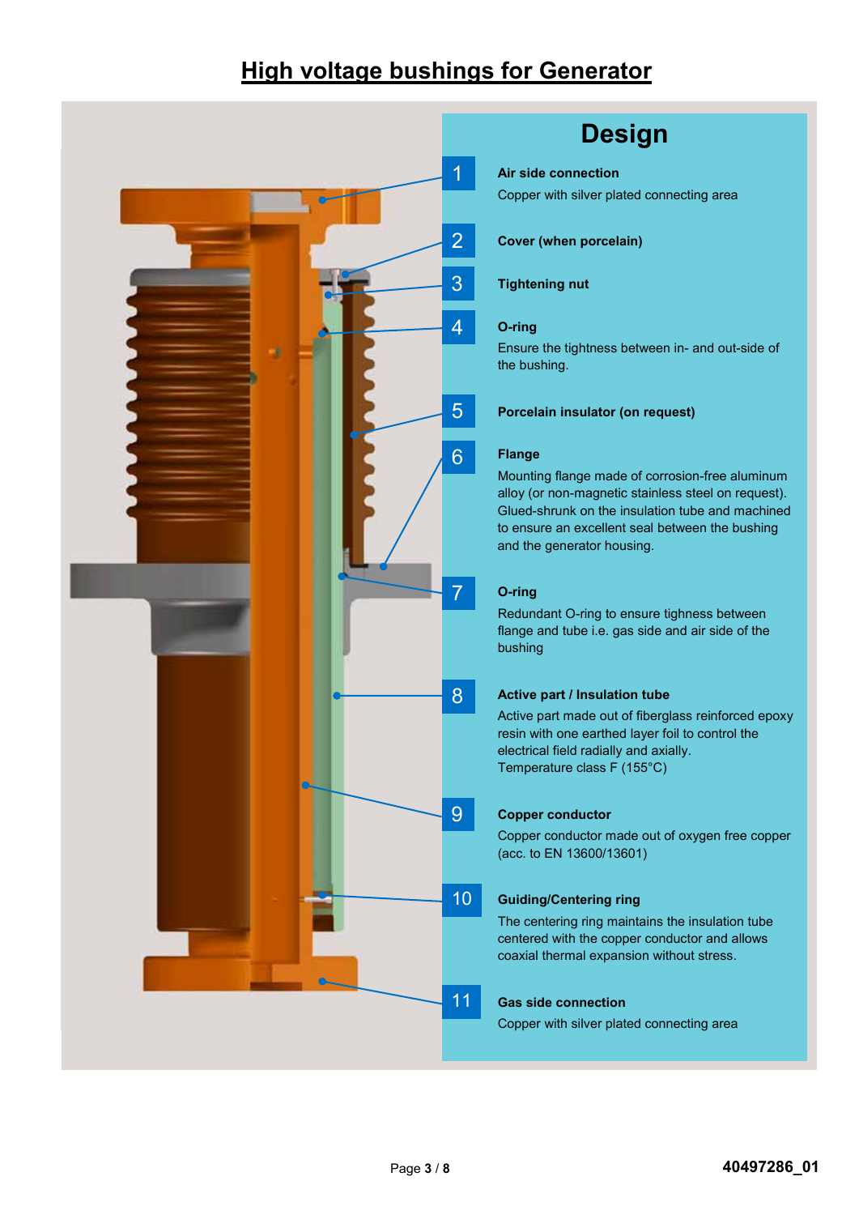# High voltage bushings for Generator

## Design

1. **Air side connection**
   Copper with silver plated connecting area

2. **Cover (when porcelain)**

3. **Tightening nut**

4. **O-ring**
   Ensure the tightness between in- and out-side of the bushing.

5. **Porcelain insulator (on request)**

6. **Flange**
   Mounting flange made of corrosion-free aluminum alloy (or non-magnetic stainless steel on request). Glued-shrunk on the insulation tube and machined to ensure an excellent seal between the bushing and the generator housing.

7. **O-ring**
   Redundant O-ring to ensure tighness between flange and tube i.e. gas side and air side of the bushing

8. **Active part / Insulation tube**
   Active part made out of fiberglass reinforced epoxy resin with one earthed layer foil to control the electrical field radially and axially.
   Temperature class F (155°C)

9. **Copper conductor**
   Copper conductor made out of oxygen free copper (acc. to EN 13600/13601)

10. **Guiding/Centering ring**
    The centering ring maintains the insulation tube centered with the copper conductor and allows coaxial thermal expansion without stress.

11. **Gas side connection**
    Copper with silver plated connecting area

40497286_01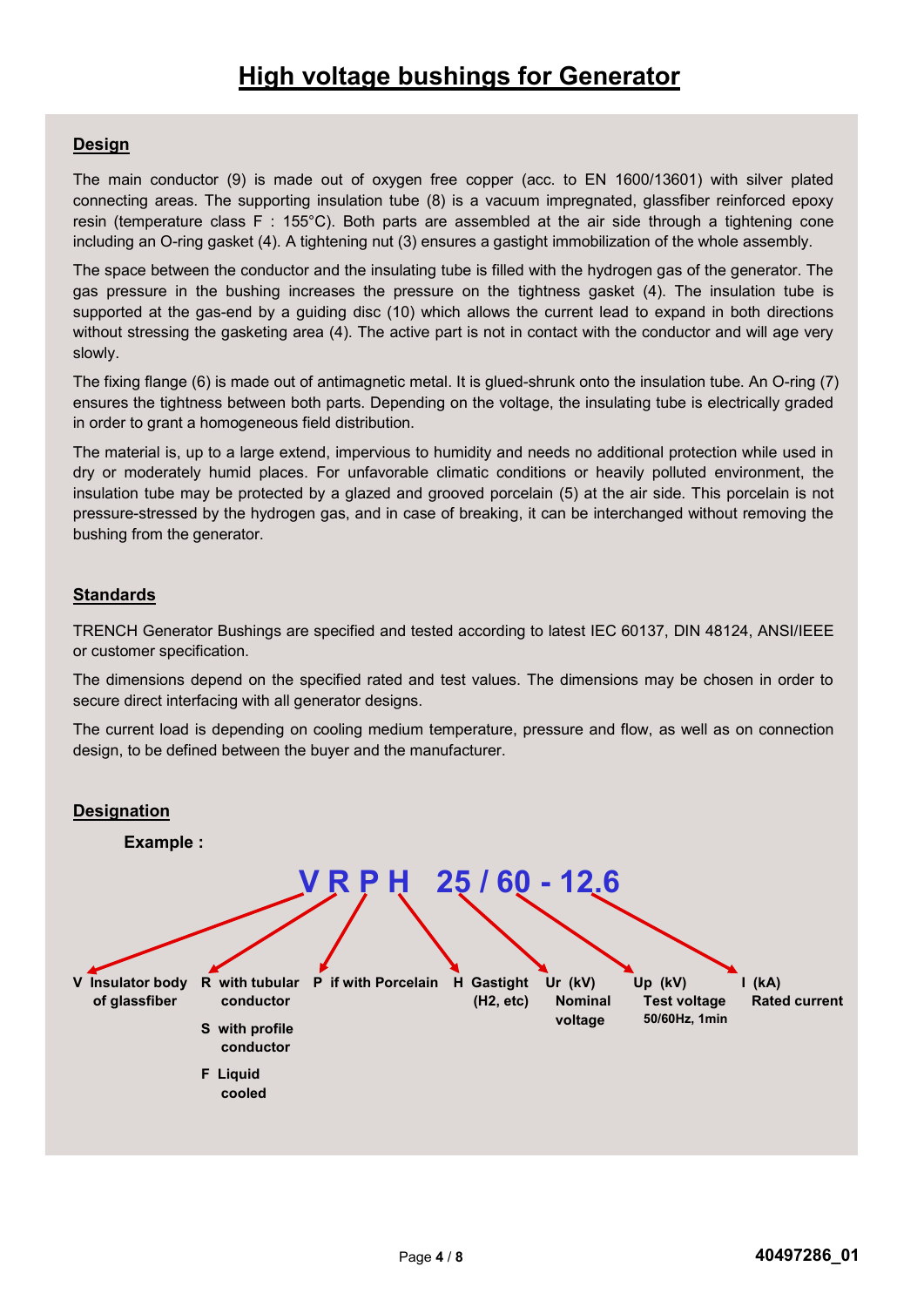# High voltage bushings for Generator

## Design

The main conductor (9) is made out of oxygen free copper (acc. to EN 1600/13601) with silver plated connecting areas. The supporting insulation tube (8) is a vacuum impregnated, glassfiber reinforced epoxy resin (temperature class F : 155°C). Both parts are assembled at the air side through a tightening cone including an O-ring gasket (4). A tightening nut (3) ensures a gastight immobilization of the whole assembly.

The space between the conductor and the insulating tube is filled with the hydrogen gas of the generator. The gas pressure in the bushing increases the pressure on the tightness gasket (4). The insulation tube is supported at the gas-end by a guiding disc (10) which allows the current lead to expand in both directions without stressing the gasketing area (4). The active part is not in contact with the conductor and will age very slowly.

The fixing flange (6) is made out of antimagnetic metal. It is glued-shrunk onto the insulation tube. An O-ring (7) ensures the tightness between both parts. Depending on the voltage, the insulating tube is electrically graded in order to grant a homogeneous field distribution.

The material is, up to a large extend, impervious to humidity and needs no additional protection while used in dry or moderately humid places. For unfavorable climatic conditions or heavily polluted environment, the insulation tube may be protected by a glazed and grooved porcelain (5) at the air side. This porcelain is not pressure-stressed by the hydrogen gas, and in case of breaking, it can be interchanged without removing the bushing from the generator.

## Standards

TRENCH Generator Bushings are specified and tested according to latest IEC 60137, DIN 48124, ANSI/IEEE or customer specification.

The dimensions depend on the specified rated and test values. The dimensions may be chosen in order to secure direct interfacing with all generator designs.

The current load is depending on cooling medium temperature, pressure and flow, as well as on connection design, to be defined between the buyer and the manufacturer.

## Designation

**Example :**

**V R P H 25 / 60 - 12.6**

- **V** Insulator body of glassfiber
- **R** with tubular conductor
  - **S** with profile conductor
  - **F** Liquid cooled
- **P** if with Porcelain
- **H** Gastight ($H_2$, etc)
- **Ur (kV)** Nominal voltage
- **Up (kV)** Test voltage 50/60Hz, 1min
- **I (kA)** Rated current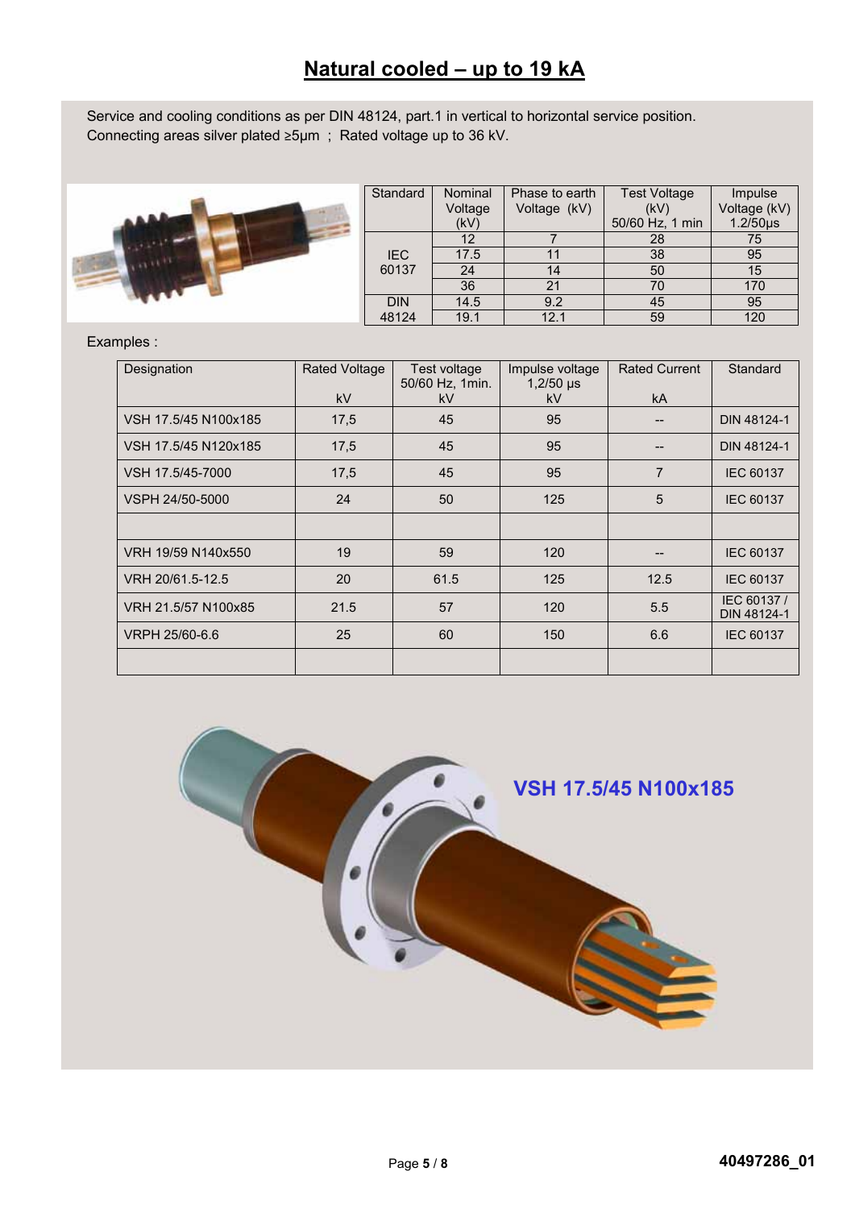# Natural cooled – up to 19 kA

Service and cooling conditions as per DIN 48124, part.1 in vertical to horizontal service position.
Connecting areas silver plated ≥5µm ; Rated voltage up to 36 kV.

| Standard | Nominal Voltage (kV) | Phase to earth Voltage (kV) | Test Voltage (kV) 50/60 Hz, 1 min | Impulse Voltage (kV) 1.2/50µs |
|---|---|---|---|---|
| IEC 60137 | 12 | 7 | 28 | 75 |
| | 17.5 | 11 | 38 | 95 |
| | 24 | 14 | 50 | 15 |
| | 36 | 21 | 70 | 170 |
| DIN 48124 | 14.5 | 9.2 | 45 | 95 |
| | 19.1 | 12.1 | 59 | 120 |

Examples :

| Designation | Rated Voltage kV | Test voltage 50/60 Hz, 1min. kV | Impulse voltage 1,2/50 µs kV | Rated Current kA | Standard |
|---|---|---|---|---|---|
| VSH 17.5/45 N100x185 | 17,5 | 45 | 95 | -- | DIN 48124-1 |
| VSH 17.5/45 N120x185 | 17,5 | 45 | 95 | -- | DIN 48124-1 |
| VSH 17.5/45-7000 | 17,5 | 45 | 95 | 7 | IEC 60137 |
| VSPH 24/50-5000 | 24 | 50 | 125 | 5 | IEC 60137 |
| | | | | | |
| VRH 19/59 N140x550 | 19 | 59 | 120 | -- | IEC 60137 |
| VRH 20/61.5-12.5 | 20 | 61.5 | 125 | 12.5 | IEC 60137 |
| VRH 21.5/57 N100x85 | 21.5 | 57 | 120 | 5.5 | IEC 60137 / DIN 48124-1 |
| VRPH 25/60-6.6 | 25 | 60 | 150 | 6.6 | IEC 60137 |
| | | | | | |

VSH 17.5/45 N100x185

40497286_01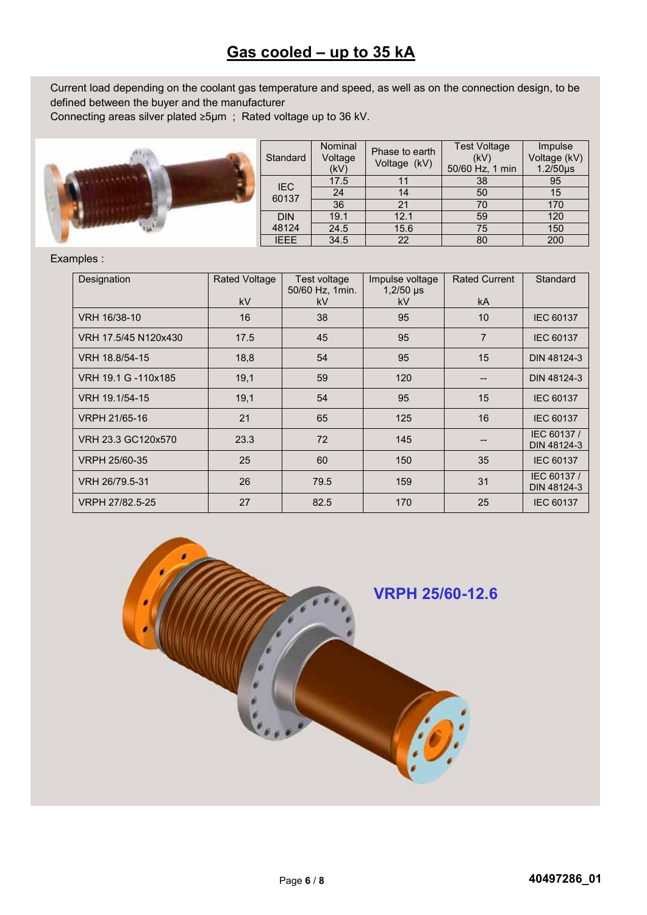# Gas cooled – up to 35 kA

Current load depending on the coolant gas temperature and speed, as well as on the connection design, to be defined between the buyer and the manufacturer
Connecting areas silver plated ≥5µm ; Rated voltage up to 36 kV.

| Standard | Nominal Voltage (kV) | Phase to earth Voltage (kV) | Test Voltage (kV) 50/60 Hz, 1 min | Impulse Voltage (kV) 1.2/50µs |
|---|---|---|---|---|
| IEC 60137 | 17.5 | 11 | 38 | 95 |
| | 24 | 14 | 50 | 15 |
| | 36 | 21 | 70 | 170 |
| DIN 48124 | 19.1 | 12.1 | 59 | 120 |
| | 24.5 | 15.6 | 75 | 150 |
| IEEE | 34.5 | 22 | 80 | 200 |

Examples :

| Designation | Rated Voltage kV | Test voltage 50/60 Hz, 1min. kV | Impulse voltage 1,2/50 µs kV | Rated Current kA | Standard |
|---|---|---|---|---|---|
| VRH 16/38-10 | 16 | 38 | 95 | 10 | IEC 60137 |
| VRH 17.5/45 N120x430 | 17.5 | 45 | 95 | 7 | IEC 60137 |
| VRH 18.8/54-15 | 18,8 | 54 | 95 | 15 | DIN 48124-3 |
| VRH 19.1 G -110x185 | 19,1 | 59 | 120 | -- | DIN 48124-3 |
| VRH 19.1/54-15 | 19,1 | 54 | 95 | 15 | IEC 60137 |
| VRPH 21/65-16 | 21 | 65 | 125 | 16 | IEC 60137 |
| VRH 23.3 GC120x570 | 23.3 | 72 | 145 | -- | IEC 60137 / DIN 48124-3 |
| VRPH 25/60-35 | 25 | 60 | 150 | 35 | IEC 60137 |
| VRH 26/79.5-31 | 26 | 79.5 | 159 | 31 | IEC 60137 / DIN 48124-3 |
| VRPH 27/82.5-25 | 27 | 82.5 | 170 | 25 | IEC 60137 |

VRPH 25/60-12.6

40497286_01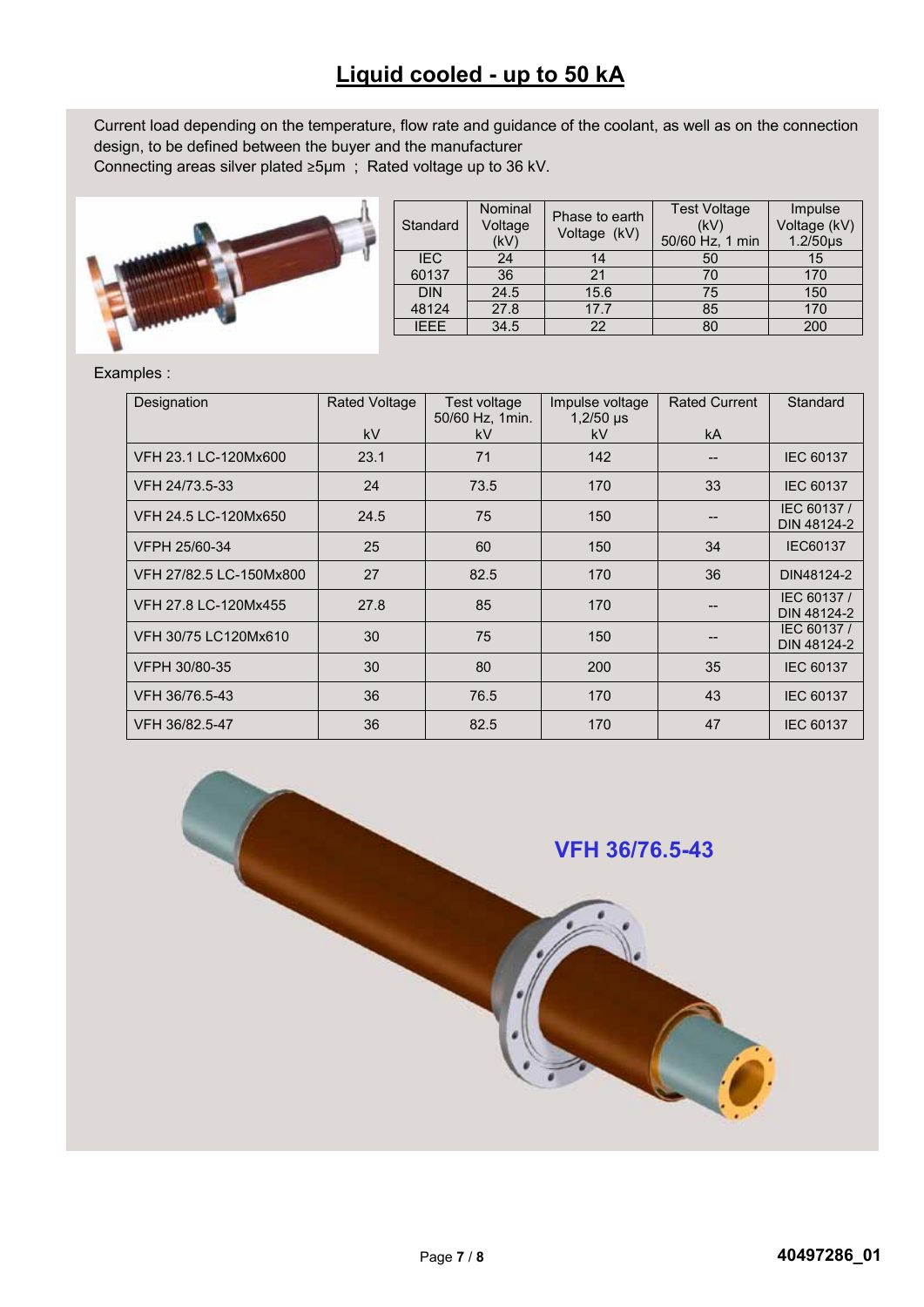# Liquid cooled - up to 50 kA

Current load depending on the temperature, flow rate and guidance of the coolant, as well as on the connection design, to be defined between the buyer and the manufacturer
Connecting areas silver plated ≥5µm ; Rated voltage up to 36 kV.

| Standard | Nominal Voltage (kV) | Phase to earth Voltage (kV) | Test Voltage (kV) 50/60 Hz, 1 min | Impulse Voltage (kV) 1.2/50µs |
|---|---|---|---|---|
| IEC 60137 | 24 | 14 | 50 | 15 |
| | 36 | 21 | 70 | 170 |
| DIN 48124 | 24.5 | 15.6 | 75 | 150 |
| | 27.8 | 17.7 | 85 | 170 |
| IEEE | 34.5 | 22 | 80 | 200 |

Examples :

| Designation | Rated Voltage kV | Test voltage 50/60 Hz, 1min. kV | Impulse voltage 1,2/50 µs kV | Rated Current kA | Standard |
|---|---|---|---|---|---|
| VFH 23.1 LC-120Mx600 | 23.1 | 71 | 142 | -- | IEC 60137 |
| VFH 24/73.5-33 | 24 | 73.5 | 170 | 33 | IEC 60137 |
| VFH 24.5 LC-120Mx650 | 24.5 | 75 | 150 | -- | IEC 60137 / DIN 48124-2 |
| VFPH 25/60-34 | 25 | 60 | 150 | 34 | IEC60137 |
| VFH 27/82.5 LC-150Mx800 | 27 | 82.5 | 170 | 36 | DIN48124-2 |
| VFH 27.8 LC-120Mx455 | 27.8 | 85 | 170 | -- | IEC 60137 / DIN 48124-2 |
| VFH 30/75 LC120Mx610 | 30 | 75 | 150 | -- | IEC 60137 / DIN 48124-2 |
| VFPH 30/80-35 | 30 | 80 | 200 | 35 | IEC 60137 |
| VFH 36/76.5-43 | 36 | 76.5 | 170 | 43 | IEC 60137 |
| VFH 36/82.5-47 | 36 | 82.5 | 170 | 47 | IEC 60137 |

VFH 36/76.5-43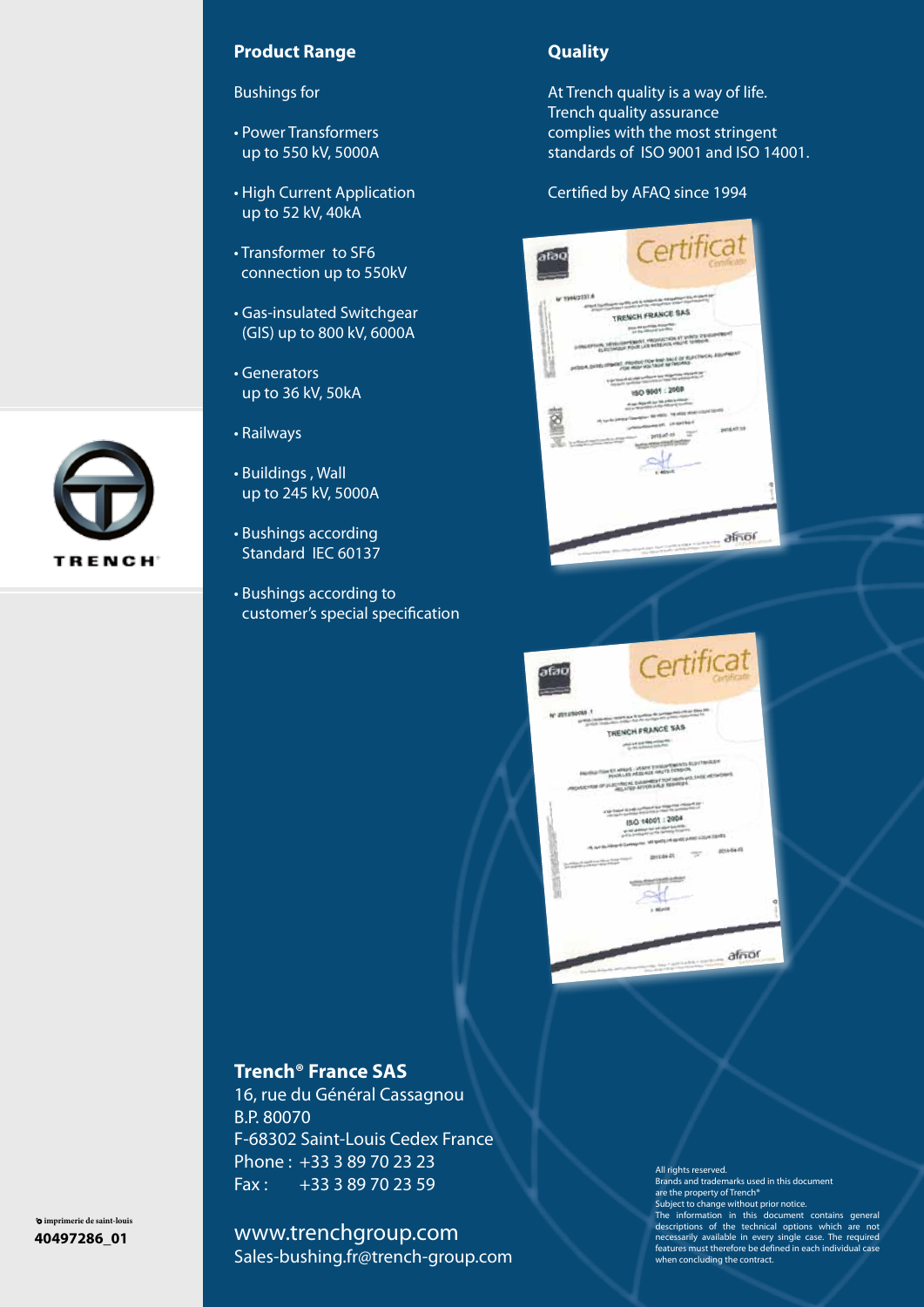## Product Range

Bushings for

- Power Transformers
  up to 550 kV, 5000A
- High Current Application
  up to 52 kV, 40kA
- Transformer to SF6
  connection up to 550kV
- Gas-insulated Switchgear
  (GIS) up to 800 kV, 6000A
- Generators
  up to 36 kV, 50kA
- Railways
- Buildings , Wall
  up to 245 kV, 5000A
- Bushings according
  Standard IEC 60137
- Bushings according to
  customer's special specification

## Quality

At Trench quality is a way of life.
Trench quality assurance
complies with the most stringent
standards of ISO 9001 and ISO 14001.

Certified by AFAQ since 1994

TRENCH

**Trench® France SAS**
16, rue du Général Cassagnou
B.P. 80070
F-68302 Saint-Louis Cedex France
Phone : +33 3 89 70 23 23
Fax : +33 3 89 70 23 59

www.trenchgroup.com
Sales-bushing.fr@trench-group.com

All rights reserved.
Brands and trademarks used in this document are the property of Trench®
Subject to change without prior notice.
The information in this document contains general descriptions of the technical options which are not necessarily available in every single case. The required features must therefore be defined in each individual case when concluding the contract.

imprimerie de saint-louis
40497286_01